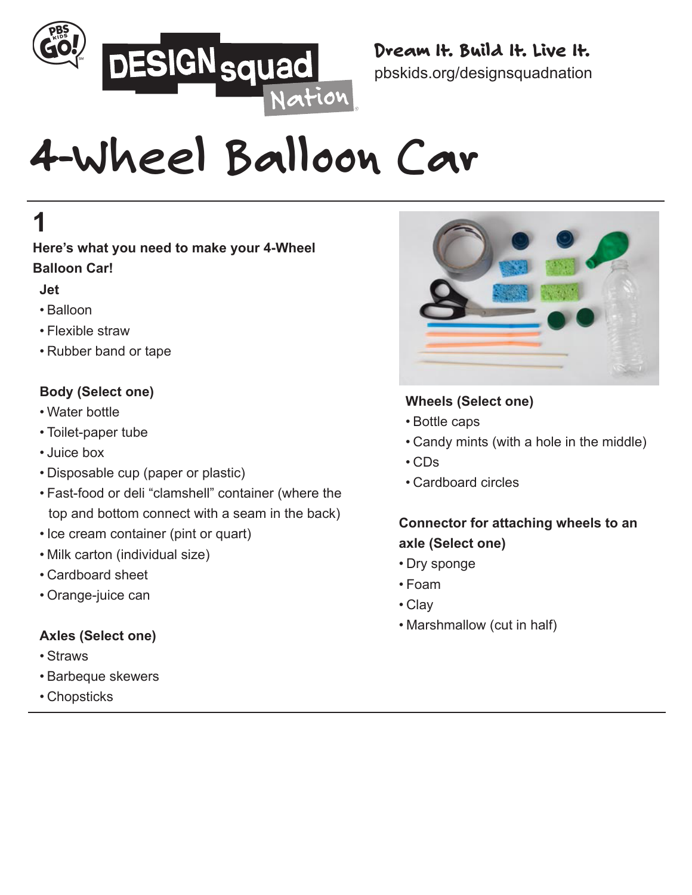DESIGN squad Nation

Dream It. Build It. Live It.
pbskids.org/designsquadnation

# 4-Wheel Balloon Car

## 1

**Here's what you need to make your 4-Wheel Balloon Car!**

### Jet
- Balloon
- Flexible straw
- Rubber band or tape

### Body (Select one)
- Water bottle
- Toilet-paper tube
- Juice box
- Disposable cup (paper or plastic)
- Fast-food or deli "clamshell" container (where the top and bottom connect with a seam in the back)
- Ice cream container (pint or quart)
- Milk carton (individual size)
- Cardboard sheet
- Orange-juice can

### Axles (Select one)
- Straws
- Barbeque skewers
- Chopsticks

### Wheels (Select one)
- Bottle caps
- Candy mints (with a hole in the middle)
- CDs
- Cardboard circles

### Connector for attaching wheels to an axle (Select one)
- Dry sponge
- Foam
- Clay
- Marshmallow (cut in half)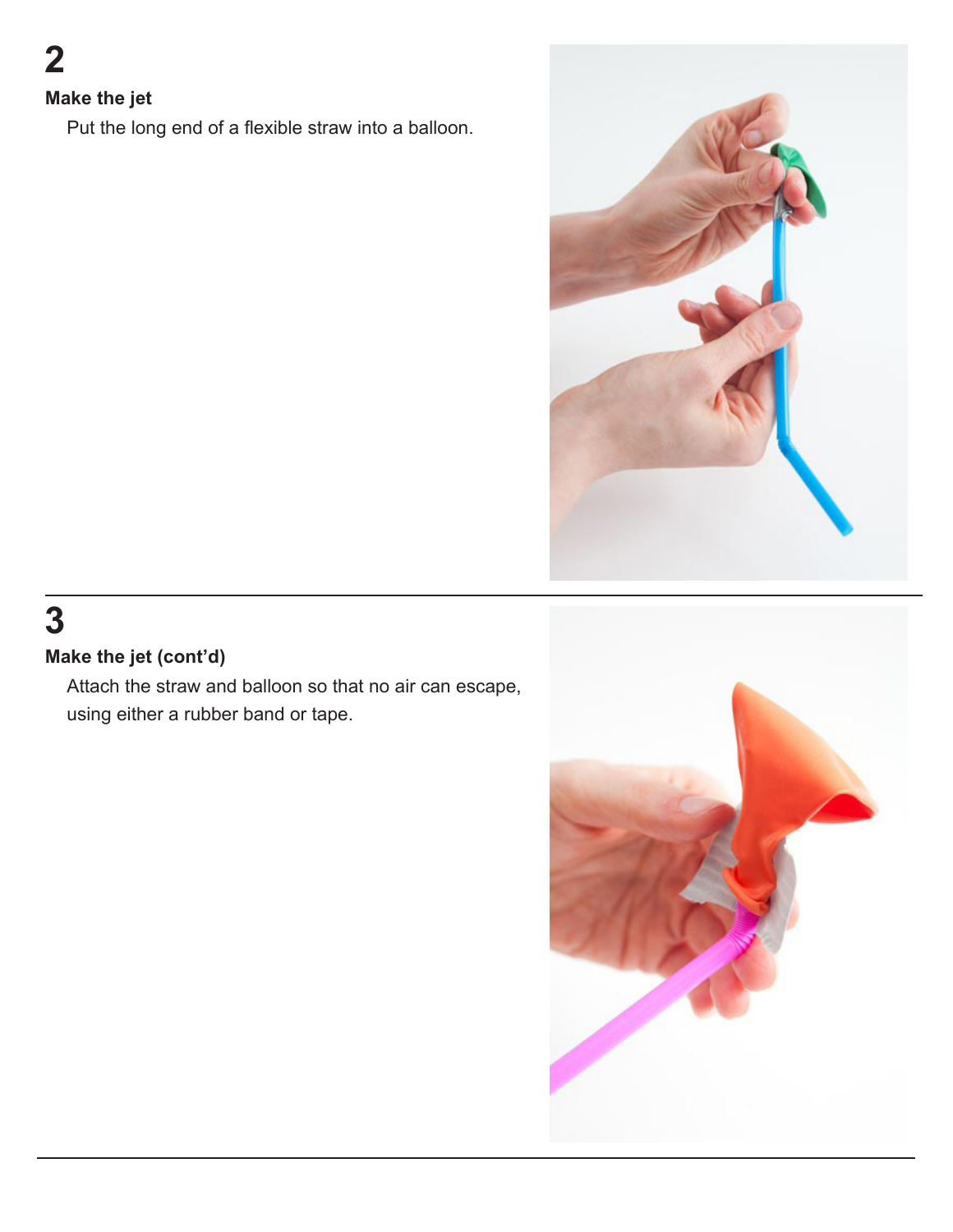## 2

### Make the jet

Put the long end of a flexible straw into a balloon.

## 3

### Make the jet (cont'd)

Attach the straw and balloon so that no air can escape, using either a rubber band or tape.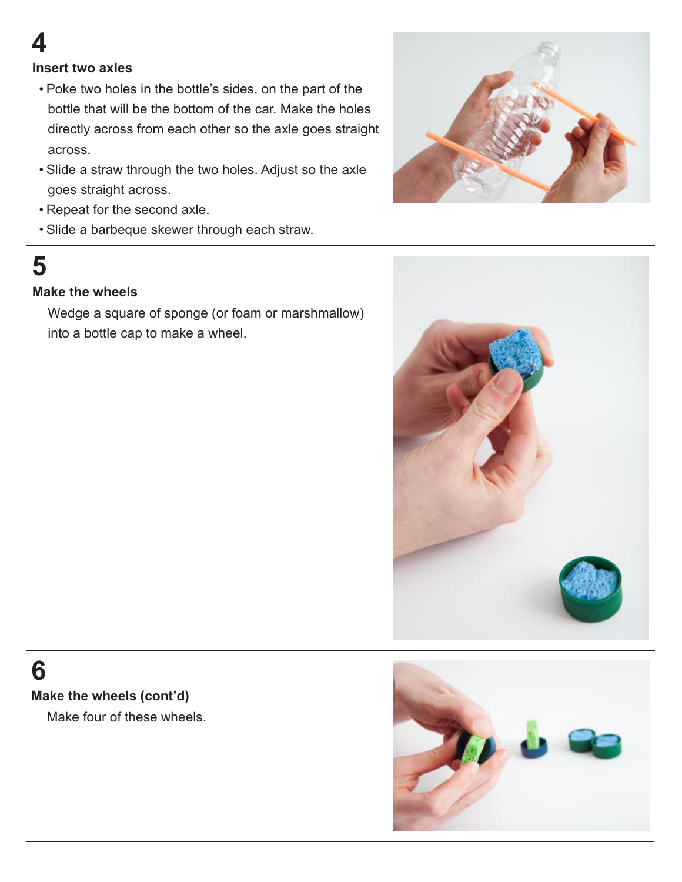## 4

### Insert two axles

- Poke two holes in the bottle's sides, on the part of the bottle that will be the bottom of the car. Make the holes directly across from each other so the axle goes straight across.
- Slide a straw through the two holes. Adjust so the axle goes straight across.
- Repeat for the second axle.
- Slide a barbeque skewer through each straw.

## 5

### Make the wheels

Wedge a square of sponge (or foam or marshmallow) into a bottle cap to make a wheel.

## 6

### Make the wheels (cont'd)

Make four of these wheels.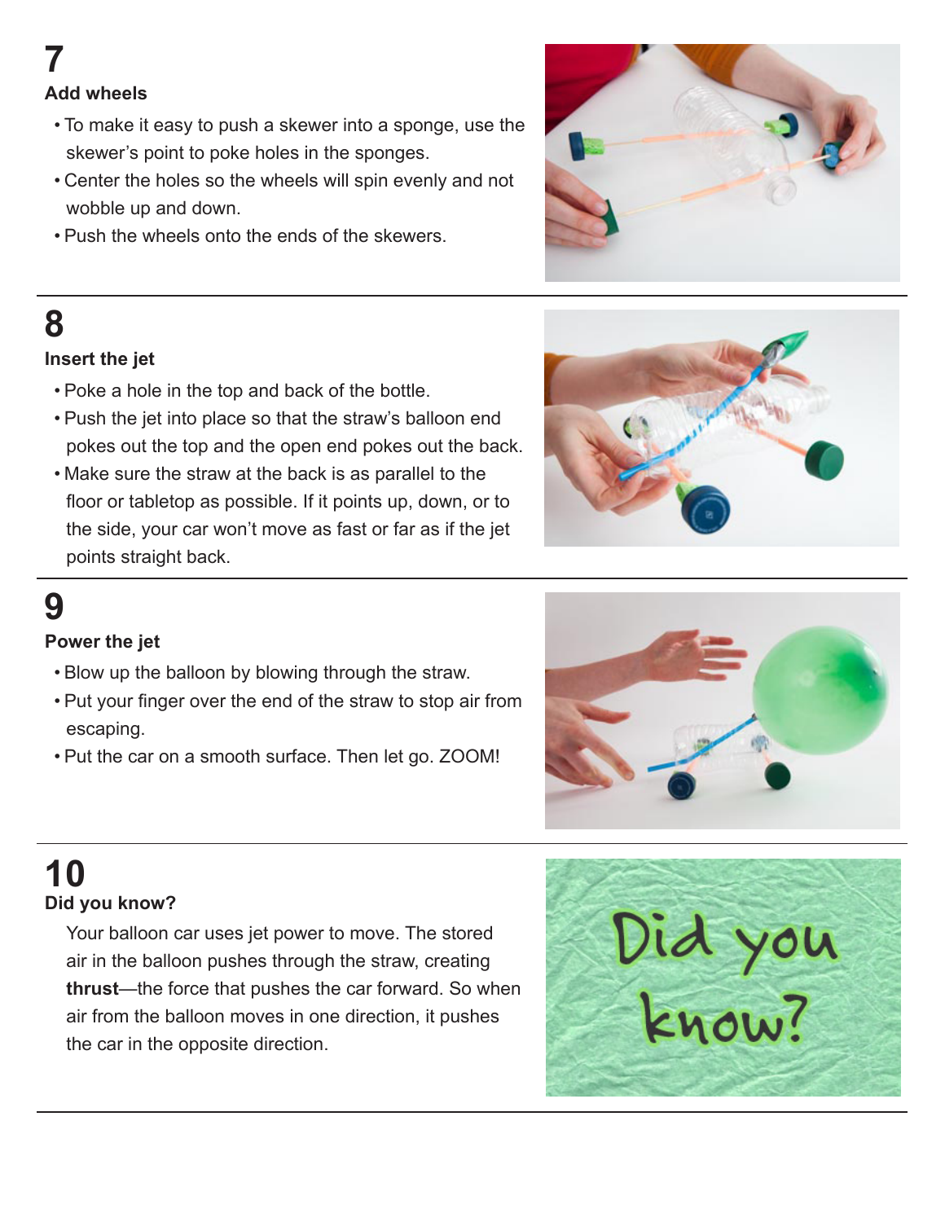## 7

### Add wheels

- To make it easy to push a skewer into a sponge, use the skewer's point to poke holes in the sponges.
- Center the holes so the wheels will spin evenly and not wobble up and down.
- Push the wheels onto the ends of the skewers.

## 8

### Insert the jet

- Poke a hole in the top and back of the bottle.
- Push the jet into place so that the straw's balloon end pokes out the top and the open end pokes out the back.
- Make sure the straw at the back is as parallel to the floor or tabletop as possible. If it points up, down, or to the side, your car won't move as fast or far as if the jet points straight back.

## 9

### Power the jet

- Blow up the balloon by blowing through the straw.
- Put your finger over the end of the straw to stop air from escaping.
- Put the car on a smooth surface. Then let go. ZOOM!

## 10

### Did you know?

Your balloon car uses jet power to move. The stored air in the balloon pushes through the straw, creating **thrust**—the force that pushes the car forward. So when air from the balloon moves in one direction, it pushes the car in the opposite direction.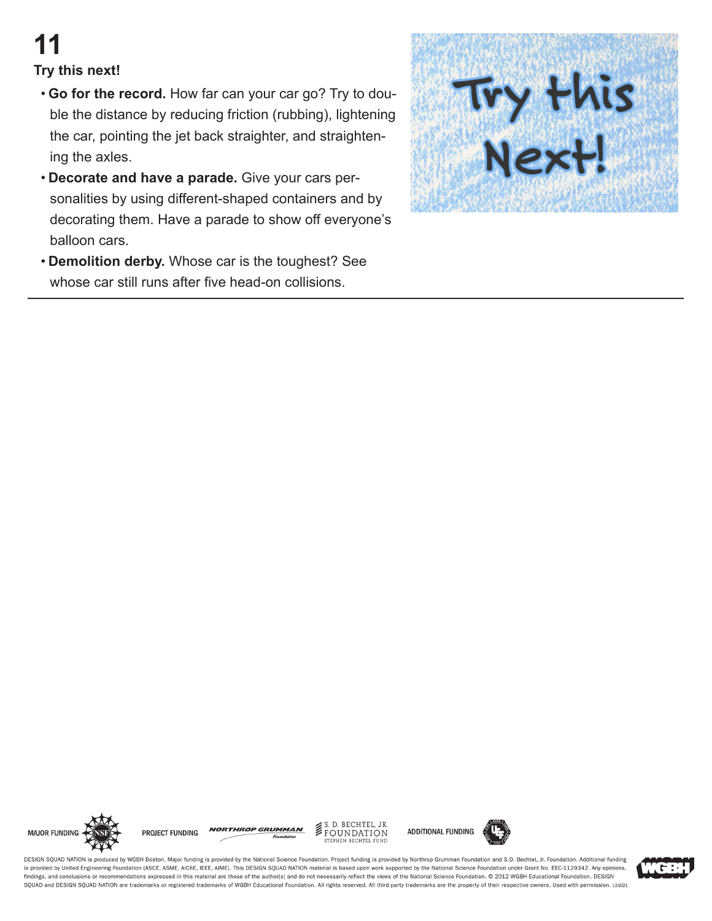# 11

## Try this next!

- **Go for the record.** How far can your car go? Try to double the distance by reducing friction (rubbing), lightening the car, pointing the jet back straighter, and straightening the axles.
- **Decorate and have a parade.** Give your cars personalities by using different-shaped containers and by decorating them. Have a parade to show off everyone's balloon cars.
- **Demolition derby.** Whose car is the toughest? See whose car still runs after five head-on collisions.

MAJOR FUNDING NSF PROJECT FUNDING NORTHROP GRUMMAN Foundation S. D. BECHTEL, JR. FOUNDATION STEPHEN BECHTEL FUND ADDITIONAL FUNDING

DESIGN SQUAD NATION is produced by WGBH Boston. Major funding is provided by the National Science Foundation. Project funding is provided by Northrop Grumman Foundation and S.D. Bechtel, Jr. Foundation. Additional funding is provided by United Engineering Foundation (ASCE, ASME, AIChE, IEEE, AIME). This DESIGN SQUAD NATION material is based upon work supported by the National Science Foundation under Grant No. EEC-1129342. Any opinions, findings, and conclusions or recommendations expressed in this material are those of the author(s) and do not necessarily reflect the views of the National Science Foundation. © 2012 WGBH Educational Foundation. DESIGN SQUAD and DESIGN SQUAD NATION are trademarks or registered trademarks of WGBH Educational Foundation. All rights reserved. All third party trademarks are the property of their respective owners. Used with permission. 131021